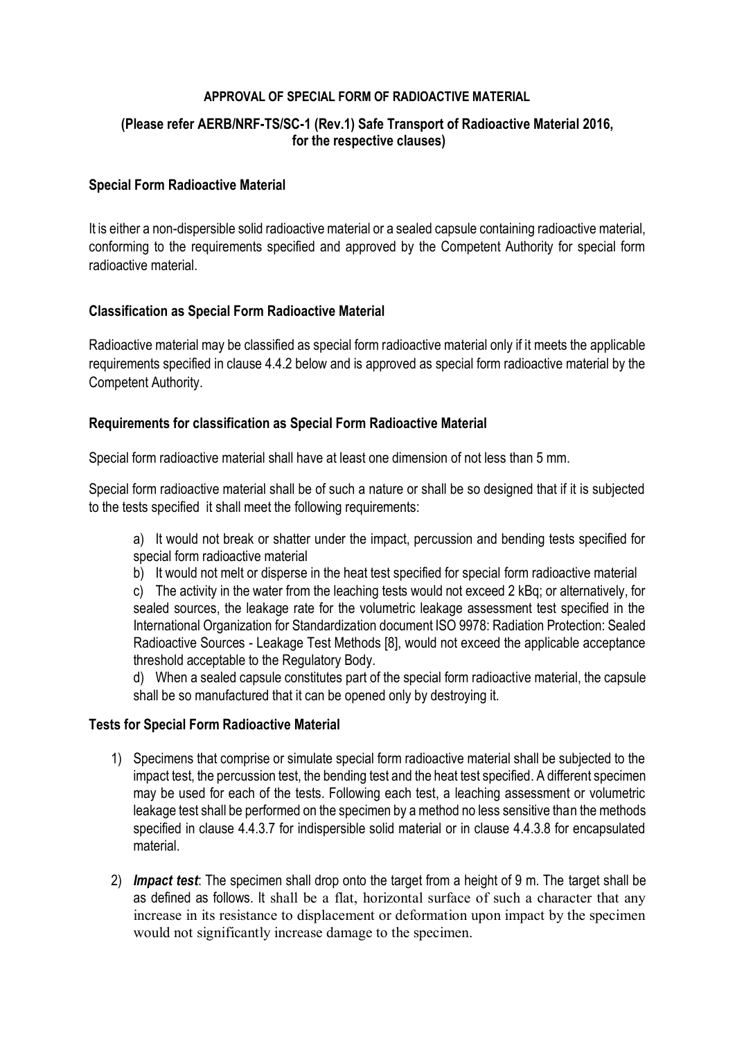**APPROVAL OF SPECIAL FORM OF RADIOACTIVE MATERIAL**

**(Please refer AERB/NRF-TS/SC-1 (Rev.1) Safe Transport of Radioactive Material 2016, for the respective clauses)**

### Special Form Radioactive Material

It is either a non-dispersible solid radioactive material or a sealed capsule containing radioactive material, conforming to the requirements specified and approved by the Competent Authority for special form radioactive material.

### Classification as Special Form Radioactive Material

Radioactive material may be classified as special form radioactive material only if it meets the applicable requirements specified in clause 4.4.2 below and is approved as special form radioactive material by the Competent Authority.

### Requirements for classification as Special Form Radioactive Material

Special form radioactive material shall have at least one dimension of not less than 5 mm.

Special form radioactive material shall be of such a nature or shall be so designed that if it is subjected to the tests specified it shall meet the following requirements:

a) It would not break or shatter under the impact, percussion and bending tests specified for special form radioactive material

b) It would not melt or disperse in the heat test specified for special form radioactive material

c) The activity in the water from the leaching tests would not exceed 2 kBq; or alternatively, for sealed sources, the leakage rate for the volumetric leakage assessment test specified in the International Organization for Standardization document ISO 9978: Radiation Protection: Sealed Radioactive Sources - Leakage Test Methods [8], would not exceed the applicable acceptance threshold acceptable to the Regulatory Body.

d) When a sealed capsule constitutes part of the special form radioactive material, the capsule shall be so manufactured that it can be opened only by destroying it.

### Tests for Special Form Radioactive Material

1) Specimens that comprise or simulate special form radioactive material shall be subjected to the impact test, the percussion test, the bending test and the heat test specified. A different specimen may be used for each of the tests. Following each test, a leaching assessment or volumetric leakage test shall be performed on the specimen by a method no less sensitive than the methods specified in clause 4.4.3.7 for indispersible solid material or in clause 4.4.3.8 for encapsulated material.

2) ***Impact test***: The specimen shall drop onto the target from a height of 9 m. The target shall be as defined as follows. It shall be a flat, horizontal surface of such a character that any increase in its resistance to displacement or deformation upon impact by the specimen would not significantly increase damage to the specimen.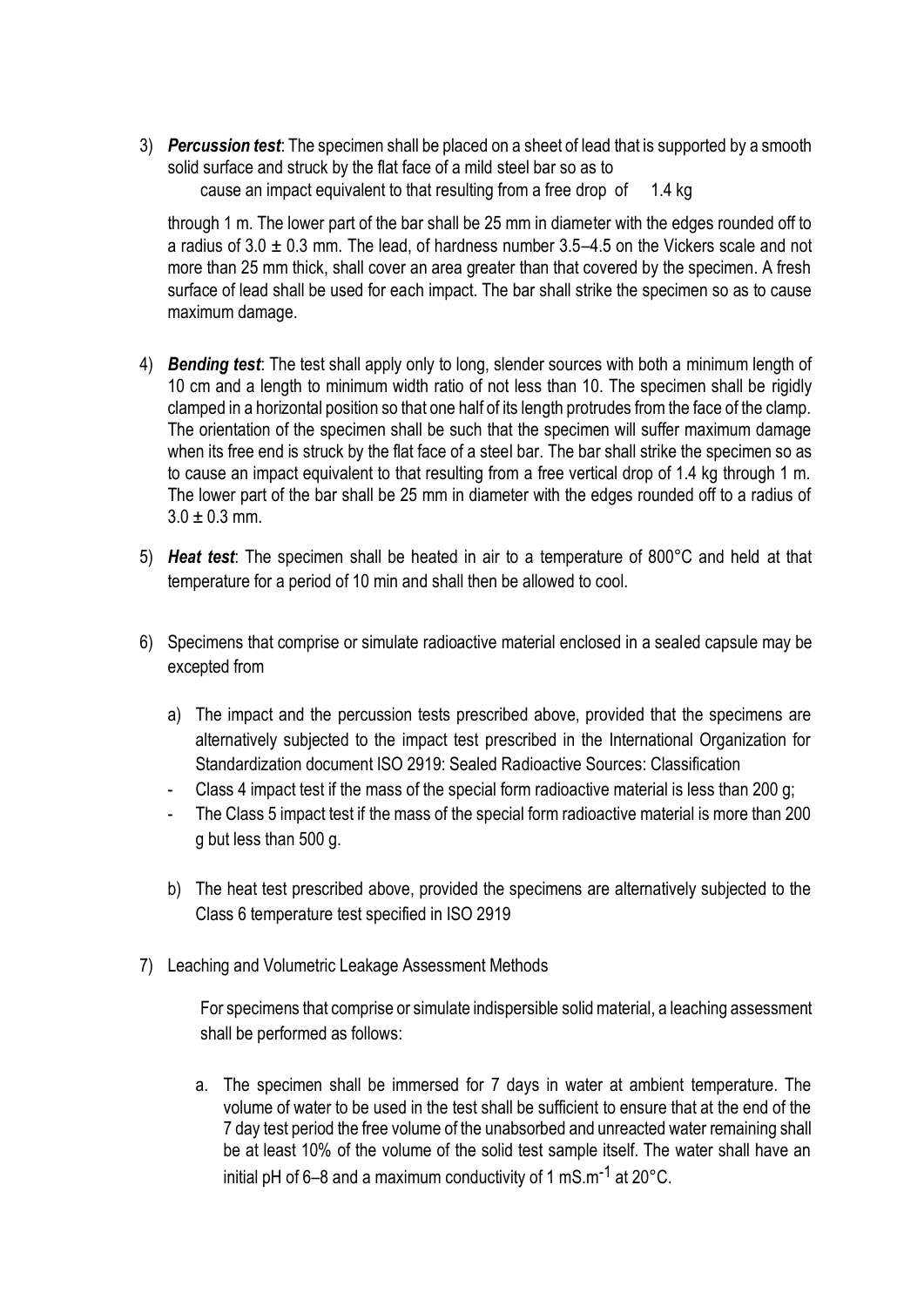3) ***Percussion test***: The specimen shall be placed on a sheet of lead that is supported by a smooth solid surface and struck by the flat face of a mild steel bar so as to cause an impact equivalent to that resulting from a free drop of 1.4 kg through 1 m. The lower part of the bar shall be 25 mm in diameter with the edges rounded off to a radius of 3.0 ± 0.3 mm. The lead, of hardness number 3.5–4.5 on the Vickers scale and not more than 25 mm thick, shall cover an area greater than that covered by the specimen. A fresh surface of lead shall be used for each impact. The bar shall strike the specimen so as to cause maximum damage.

4) ***Bending test***: The test shall apply only to long, slender sources with both a minimum length of 10 cm and a length to minimum width ratio of not less than 10. The specimen shall be rigidly clamped in a horizontal position so that one half of its length protrudes from the face of the clamp. The orientation of the specimen shall be such that the specimen will suffer maximum damage when its free end is struck by the flat face of a steel bar. The bar shall strike the specimen so as to cause an impact equivalent to that resulting from a free vertical drop of 1.4 kg through 1 m. The lower part of the bar shall be 25 mm in diameter with the edges rounded off to a radius of 3.0 ± 0.3 mm.

5) ***Heat test***: The specimen shall be heated in air to a temperature of 800°C and held at that temperature for a period of 10 min and shall then be allowed to cool.

6) Specimens that comprise or simulate radioactive material enclosed in a sealed capsule may be excepted from

    a) The impact and the percussion tests prescribed above, provided that the specimens are alternatively subjected to the impact test prescribed in the International Organization for Standardization document ISO 2919: Sealed Radioactive Sources: Classification
    - Class 4 impact test if the mass of the special form radioactive material is less than 200 g;
    - The Class 5 impact test if the mass of the special form radioactive material is more than 200 g but less than 500 g.

    b) The heat test prescribed above, provided the specimens are alternatively subjected to the Class 6 temperature test specified in ISO 2919

7) Leaching and Volumetric Leakage Assessment Methods

    For specimens that comprise or simulate indispersible solid material, a leaching assessment shall be performed as follows:

    a. The specimen shall be immersed for 7 days in water at ambient temperature. The volume of water to be used in the test shall be sufficient to ensure that at the end of the 7 day test period the free volume of the unabsorbed and unreacted water remaining shall be at least 10% of the volume of the solid test sample itself. The water shall have an initial pH of 6–8 and a maximum conductivity of 1 $mS.m^{-1}$ at 20°C.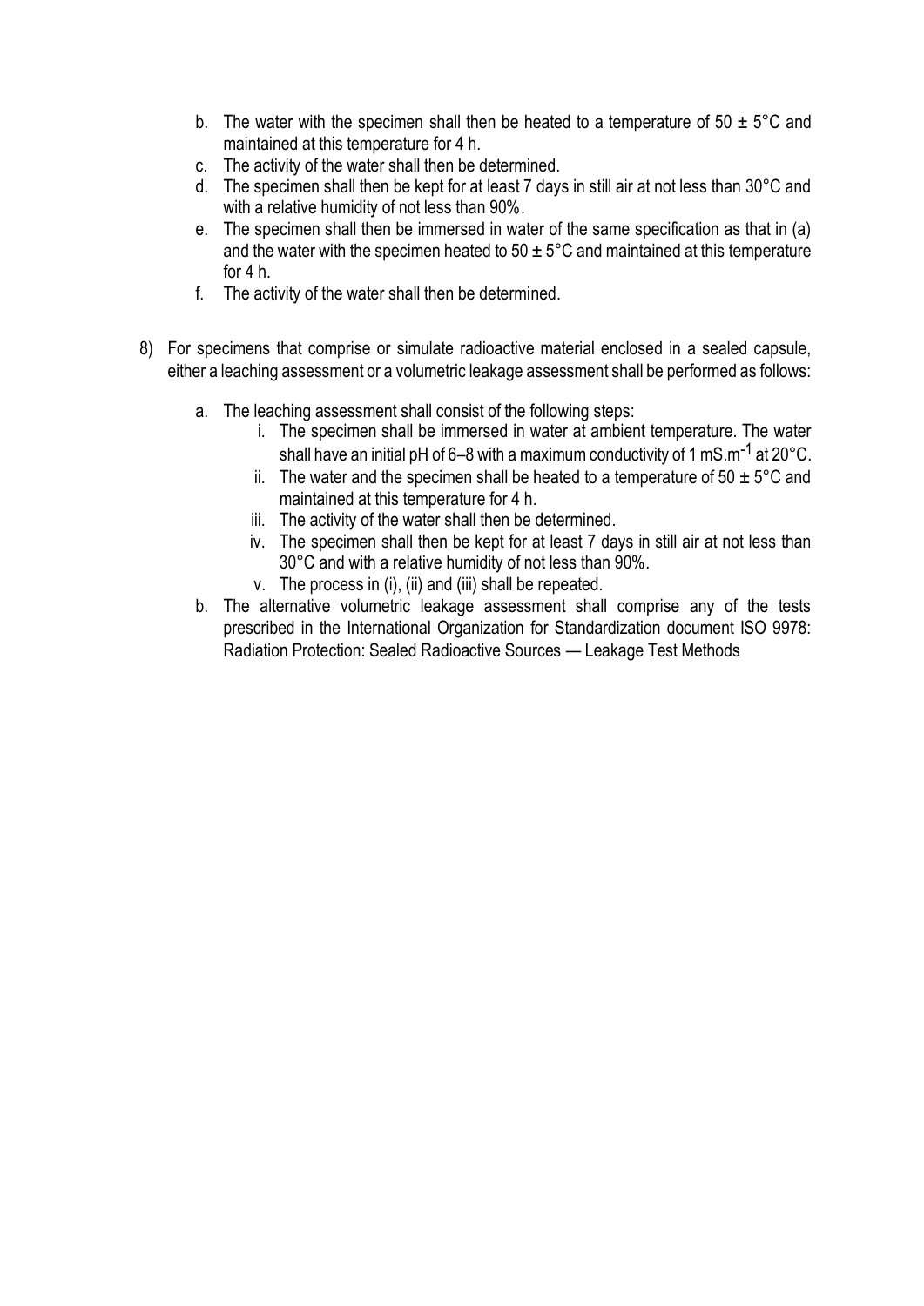b. The water with the specimen shall then be heated to a temperature of 50 ± 5°C and maintained at this temperature for 4 h.
c. The activity of the water shall then be determined.
d. The specimen shall then be kept for at least 7 days in still air at not less than 30°C and with a relative humidity of not less than 90%.
e. The specimen shall then be immersed in water of the same specification as that in (a) and the water with the specimen heated to 50 ± 5°C and maintained at this temperature for 4 h.
f. The activity of the water shall then be determined.

8) For specimens that comprise or simulate radioactive material enclosed in a sealed capsule, either a leaching assessment or a volumetric leakage assessment shall be performed as follows:

   a. The leaching assessment shall consist of the following steps:
      i. The specimen shall be immersed in water at ambient temperature. The water shall have an initial pH of 6–8 with a maximum conductivity of 1 $mS.m^{-1}$ at 20°C.
      ii. The water and the specimen shall be heated to a temperature of 50 ± 5°C and maintained at this temperature for 4 h.
      iii. The activity of the water shall then be determined.
      iv. The specimen shall then be kept for at least 7 days in still air at not less than 30°C and with a relative humidity of not less than 90%.
      v. The process in (i), (ii) and (iii) shall be repeated.
   b. The alternative volumetric leakage assessment shall comprise any of the tests prescribed in the International Organization for Standardization document ISO 9978: Radiation Protection: Sealed Radioactive Sources — Leakage Test Methods